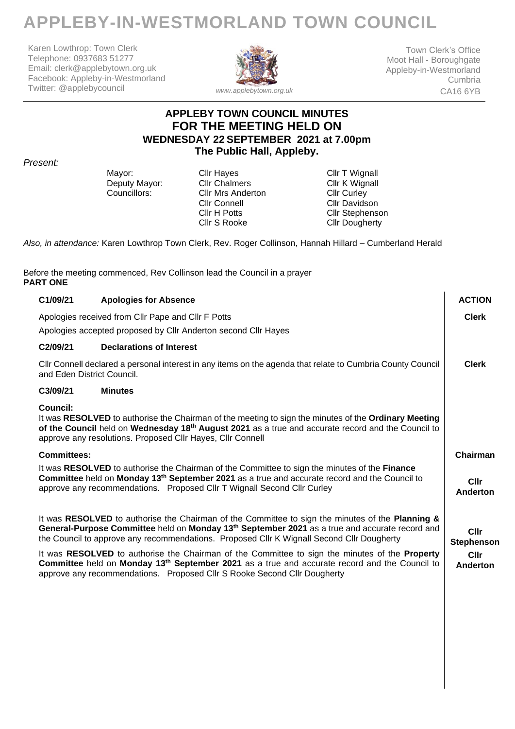# APPLEBY-IN-WESTMORLAND TOWN COUNCIL

Karen Lowthrop: Town Clerk
Telephone: 0937683 51277
Email: clerk@applebytown.org.uk
Facebook: Appleby-in-Westmorland
Twitter: @applebycouncil

*www.applebytown.org.uk*

Town Clerk's Office
Moot Hall - Boroughgate
Appleby-in-Westmorland
Cumbria
CA16 6YB

## APPLEBY TOWN COUNCIL MINUTES
## FOR THE MEETING HELD ON
### WEDNESDAY 22 SEPTEMBER 2021 at 7.00pm
### The Public Hall, Appleby.

*Present:*

| | | |
|---|---|---|
| Mayor: | Cllr Hayes | Cllr T Wignall |
| Deputy Mayor: | Cllr Chalmers | Cllr K Wignall |
| Councillors: | Cllr Mrs Anderton | Cllr Curley |
| | Cllr Connell | Cllr Davidson |
| | Cllr H Potts | Cllr Stephenson |
| | Cllr S Rooke | Cllr Dougherty |

*Also, in attendance:* Karen Lowthrop Town Clerk, Rev. Roger Collinson, Hannah Hillard – Cumberland Herald

Before the meeting commenced, Rev Collinson lead the Council in a prayer

**PART ONE**

| | ACTION |
|---|---|
| **C1/09/21 Apologies for Absence** | |
| Apologies received from Cllr Pape and Cllr F Potts<br>Apologies accepted proposed by Cllr Anderton second Cllr Hayes | **Clerk** |
| **C2/09/21 Declarations of Interest** | |
| Cllr Connell declared a personal interest in any items on the agenda that relate to Cumbria County Council and Eden District Council. | **Clerk** |
| **C3/09/21 Minutes** | |
| **Council:**<br>It was **RESOLVED** to authorise the Chairman of the meeting to sign the minutes of the **Ordinary Meeting of the Council** held on **Wednesday 18th August 2021** as a true and accurate record and the Council to approve any resolutions. Proposed Cllr Hayes, Cllr Connell | **Chairman** |
| **Committees:**<br>It was **RESOLVED** to authorise the Chairman of the Committee to sign the minutes of the **Finance Committee** held on **Monday 13th September 2021** as a true and accurate record and the Council to approve any recommendations. Proposed Cllr T Wignall Second Cllr Curley | **Cllr Anderton** |
| It was **RESOLVED** to authorise the Chairman of the Committee to sign the minutes of the **Planning & General-Purpose Committee** held on **Monday 13th September 2021** as a true and accurate record and the Council to approve any recommendations. Proposed Cllr K Wignall Second Cllr Dougherty | **Cllr Stephenson** |
| It was **RESOLVED** to authorise the Chairman of the Committee to sign the minutes of the **Property Committee** held on **Monday 13th September 2021** as a true and accurate record and the Council to approve any recommendations. Proposed Cllr S Rooke Second Cllr Dougherty | **Cllr Anderton** |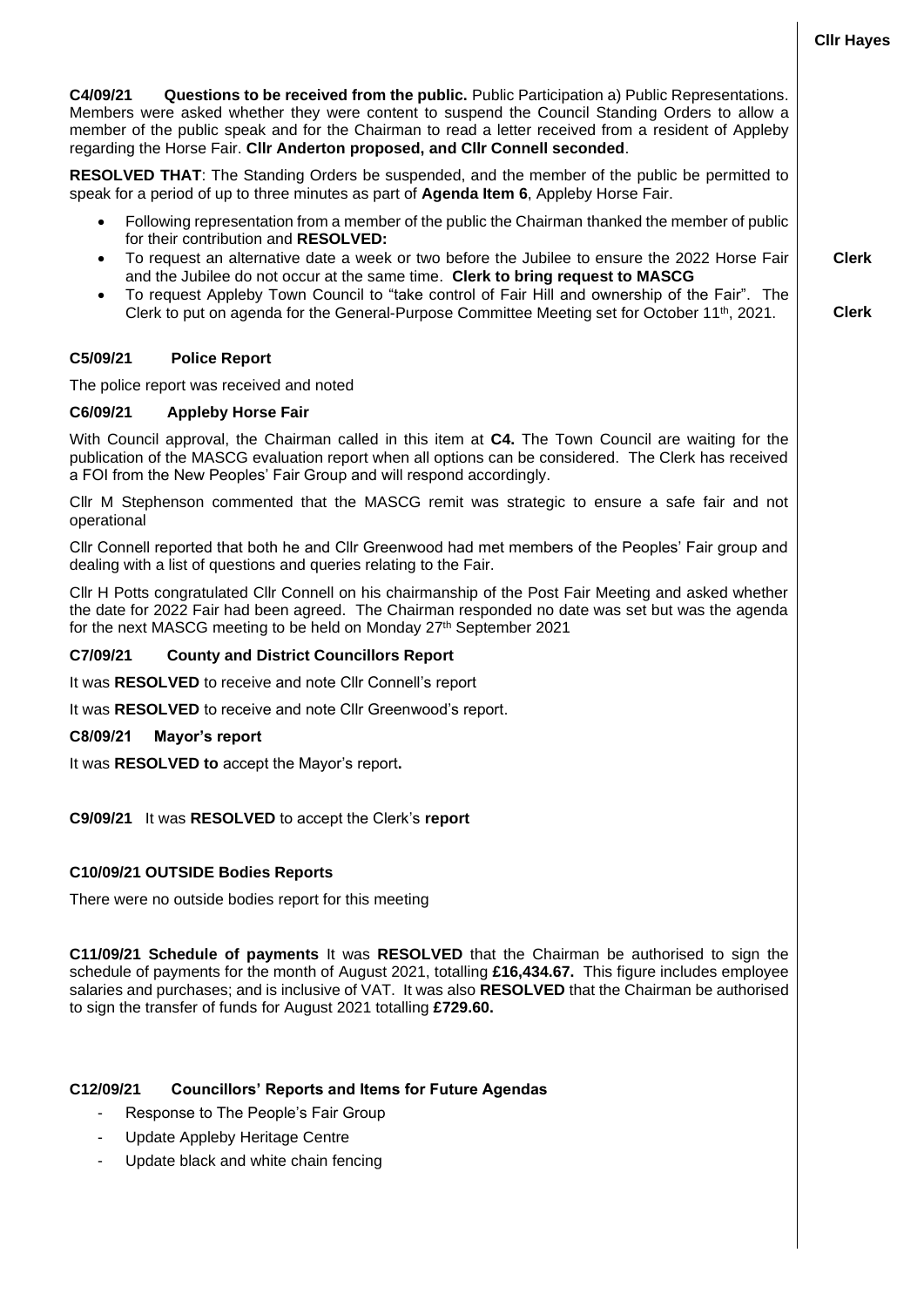**Cllr Hayes**

**C4/09/21 Questions to be received from the public.** Public Participation a) Public Representations. Members were asked whether they were content to suspend the Council Standing Orders to allow a member of the public speak and for the Chairman to read a letter received from a resident of Appleby regarding the Horse Fair. **Cllr Anderton proposed, and Cllr Connell seconded**.

**RESOLVED THAT**: The Standing Orders be suspended, and the member of the public be permitted to speak for a period of up to three minutes as part of **Agenda Item 6**, Appleby Horse Fair.

- Following representation from a member of the public the Chairman thanked the member of public for their contribution and **RESOLVED:**
- To request an alternative date a week or two before the Jubilee to ensure the 2022 Horse Fair and the Jubilee do not occur at the same time. **Clerk to bring request to MASCG** — **Clerk**
- To request Appleby Town Council to "take control of Fair Hill and ownership of the Fair". The Clerk to put on agenda for the General-Purpose Committee Meeting set for October 11th, 2021. — **Clerk**

### C5/09/21 Police Report

The police report was received and noted

### C6/09/21 Appleby Horse Fair

With Council approval, the Chairman called in this item at **C4.** The Town Council are waiting for the publication of the MASCG evaluation report when all options can be considered. The Clerk has received a FOI from the New Peoples' Fair Group and will respond accordingly.

Cllr M Stephenson commented that the MASCG remit was strategic to ensure a safe fair and not operational

Cllr Connell reported that both he and Cllr Greenwood had met members of the Peoples' Fair group and dealing with a list of questions and queries relating to the Fair.

Cllr H Potts congratulated Cllr Connell on his chairmanship of the Post Fair Meeting and asked whether the date for 2022 Fair had been agreed. The Chairman responded no date was set but was the agenda for the next MASCG meeting to be held on Monday 27th September 2021

### C7/09/21 County and District Councillors Report

It was **RESOLVED** to receive and note Cllr Connell's report

It was **RESOLVED** to receive and note Cllr Greenwood's report.

### C8/09/21 Mayor's report

It was **RESOLVED to** accept the Mayor's report**.**

**C9/09/21** It was **RESOLVED** to accept the Clerk's **report**

### C10/09/21 OUTSIDE Bodies Reports

There were no outside bodies report for this meeting

**C11/09/21 Schedule of payments** It was **RESOLVED** that the Chairman be authorised to sign the schedule of payments for the month of August 2021, totalling **£16,434.67.** This figure includes employee salaries and purchases; and is inclusive of VAT. It was also **RESOLVED** that the Chairman be authorised to sign the transfer of funds for August 2021 totalling **£729.60.**

### C12/09/21 Councillors' Reports and Items for Future Agendas

- Response to The People's Fair Group
- Update Appleby Heritage Centre
- Update black and white chain fencing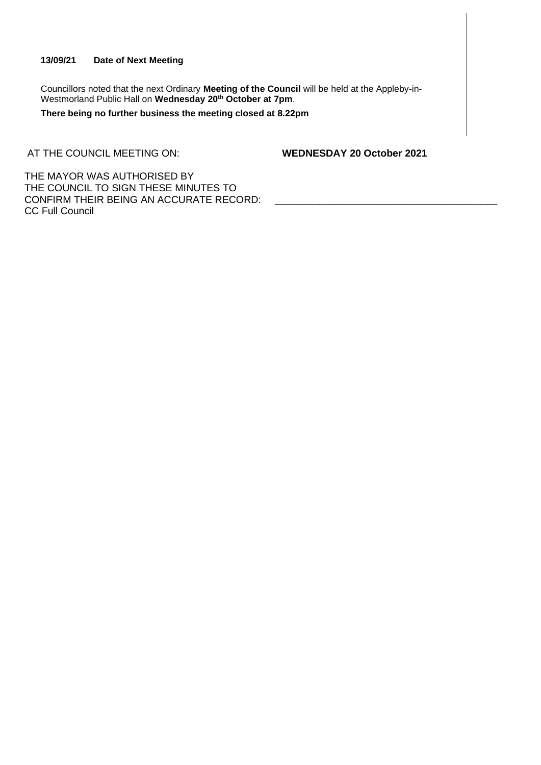**13/09/21 Date of Next Meeting**

Councillors noted that the next Ordinary **Meeting of the Council** will be held at the Appleby-in-Westmorland Public Hall on **Wednesday 20th October at 7pm**.

**There being no further business the meeting closed at 8.22pm**

AT THE COUNCIL MEETING ON: **WEDNESDAY 20 October 2021**

THE MAYOR WAS AUTHORISED BY THE COUNCIL TO SIGN THESE MINUTES TO CONFIRM THEIR BEING AN ACCURATE RECORD: \_\_\_\_\_\_\_\_\_\_\_\_\_\_\_\_\_\_\_\_\_\_\_\_\_\_\_\_\_\_\_\_\_\_\_\_\_\_\_\_

CC Full Council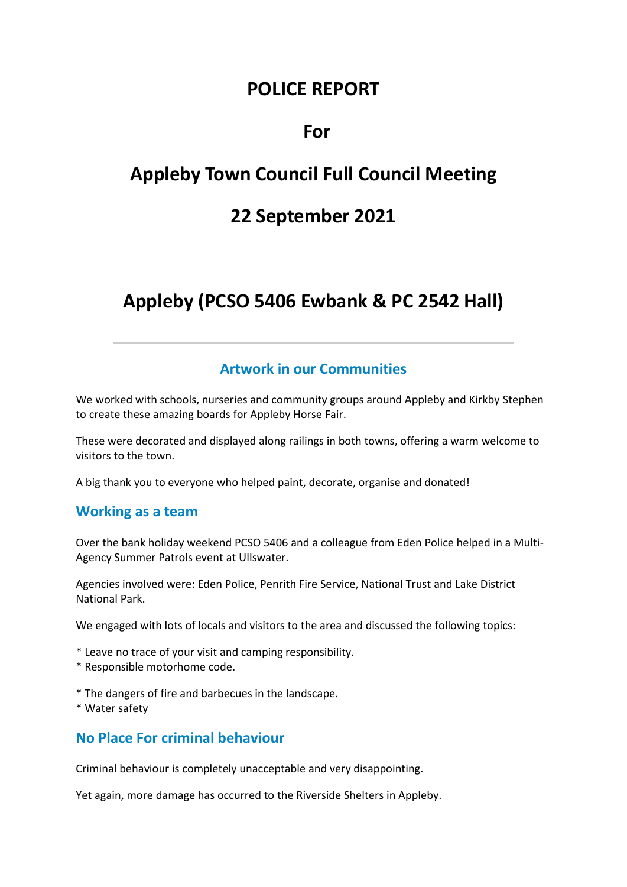# POLICE REPORT

# For

# Appleby Town Council Full Council Meeting

# 22 September 2021

# Appleby (PCSO 5406 Ewbank & PC 2542 Hall)

---

## Artwork in our Communities

We worked with schools, nurseries and community groups around Appleby and Kirkby Stephen to create these amazing boards for Appleby Horse Fair.

These were decorated and displayed along railings in both towns, offering a warm welcome to visitors to the town.

A big thank you to everyone who helped paint, decorate, organise and donated!

## Working as a team

Over the bank holiday weekend PCSO 5406 and a colleague from Eden Police helped in a Multi-Agency Summer Patrols event at Ullswater.

Agencies involved were: Eden Police, Penrith Fire Service, National Trust and Lake District National Park.

We engaged with lots of locals and visitors to the area and discussed the following topics:

* Leave no trace of your visit and camping responsibility.
* Responsible motorhome code.

* The dangers of fire and barbecues in the landscape.
* Water safety

## No Place For criminal behaviour

Criminal behaviour is completely unacceptable and very disappointing.

Yet again, more damage has occurred to the Riverside Shelters in Appleby.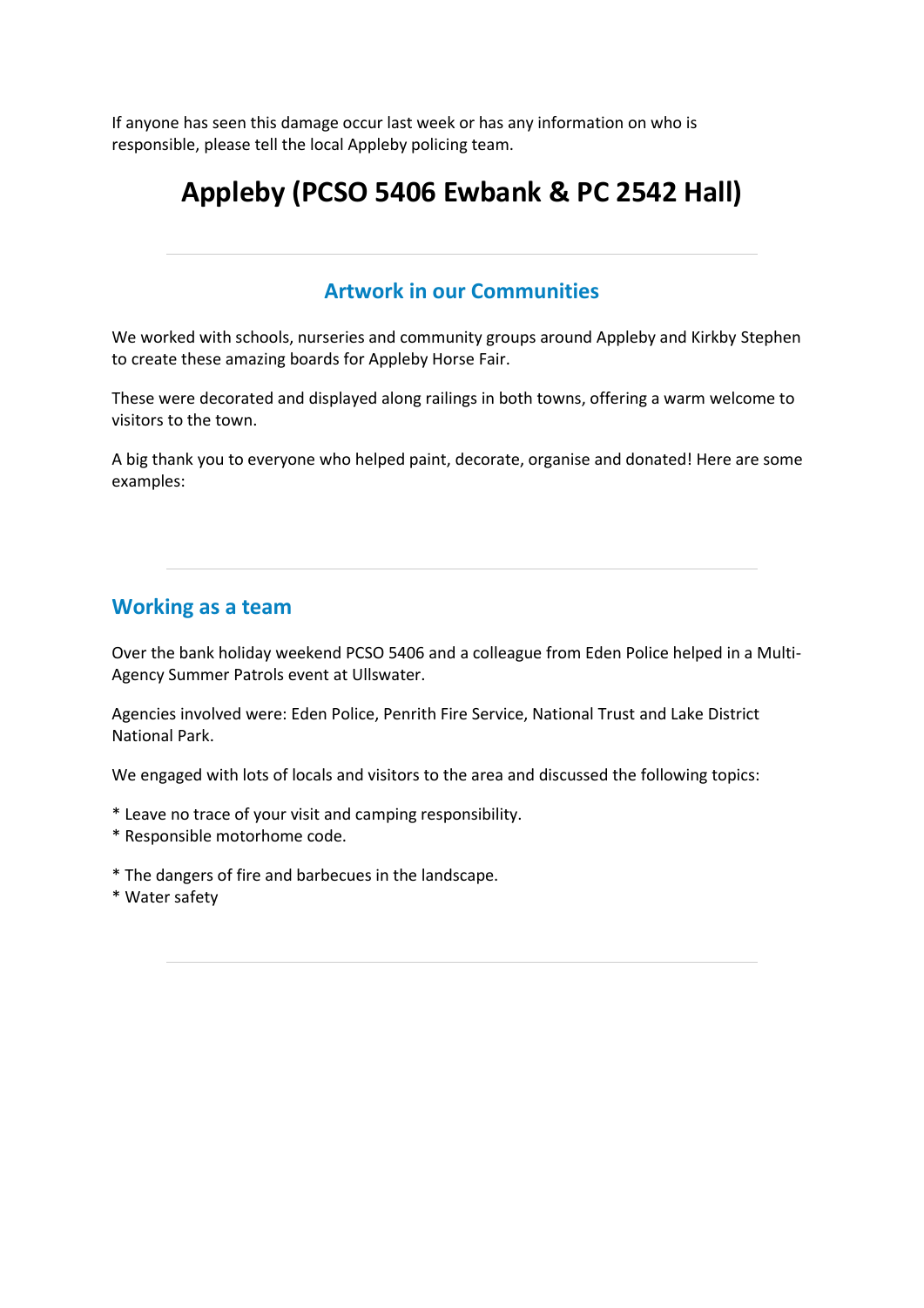If anyone has seen this damage occur last week or has any information on who is responsible, please tell the local Appleby policing team.

# Appleby (PCSO 5406 Ewbank & PC 2542 Hall)

---

## Artwork in our Communities

We worked with schools, nurseries and community groups around Appleby and Kirkby Stephen to create these amazing boards for Appleby Horse Fair.

These were decorated and displayed along railings in both towns, offering a warm welcome to visitors to the town.

A big thank you to everyone who helped paint, decorate, organise and donated! Here are some examples:

---

## Working as a team

Over the bank holiday weekend PCSO 5406 and a colleague from Eden Police helped in a Multi-Agency Summer Patrols event at Ullswater.

Agencies involved were: Eden Police, Penrith Fire Service, National Trust and Lake District National Park.

We engaged with lots of locals and visitors to the area and discussed the following topics:

* Leave no trace of your visit and camping responsibility.
* Responsible motorhome code.
* The dangers of fire and barbecues in the landscape.
* Water safety

---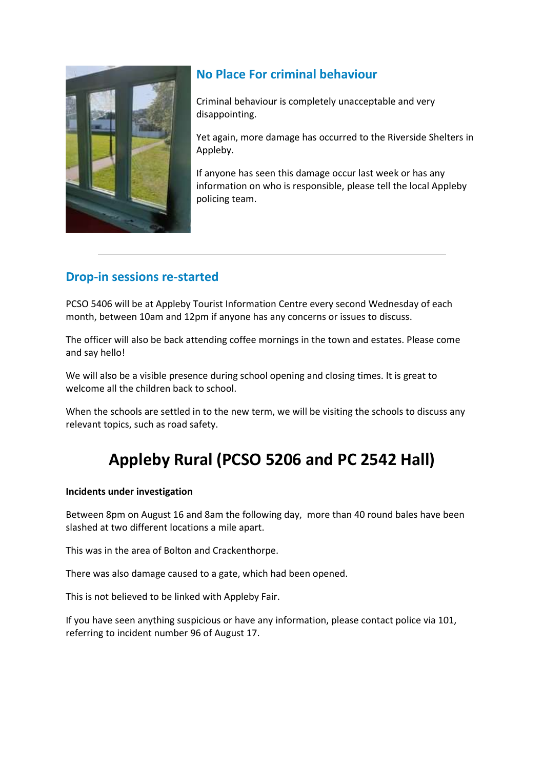## No Place For criminal behaviour

Criminal behaviour is completely unacceptable and very disappointing.

Yet again, more damage has occurred to the Riverside Shelters in Appleby.

If anyone has seen this damage occur last week or has any information on who is responsible, please tell the local Appleby policing team.

---

## Drop-in sessions re-started

PCSO 5406 will be at Appleby Tourist Information Centre every second Wednesday of each month, between 10am and 12pm if anyone has any concerns or issues to discuss.

The officer will also be back attending coffee mornings in the town and estates. Please come and say hello!

We will also be a visible presence during school opening and closing times. It is great to welcome all the children back to school.

When the schools are settled in to the new term, we will be visiting the schools to discuss any relevant topics, such as road safety.

# Appleby Rural (PCSO 5206 and PC 2542 Hall)

**Incidents under investigation**

Between 8pm on August 16 and 8am the following day, more than 40 round bales have been slashed at two different locations a mile apart.

This was in the area of Bolton and Crackenthorpe.

There was also damage caused to a gate, which had been opened.

This is not believed to be linked with Appleby Fair.

If you have seen anything suspicious or have any information, please contact police via 101, referring to incident number 96 of August 17.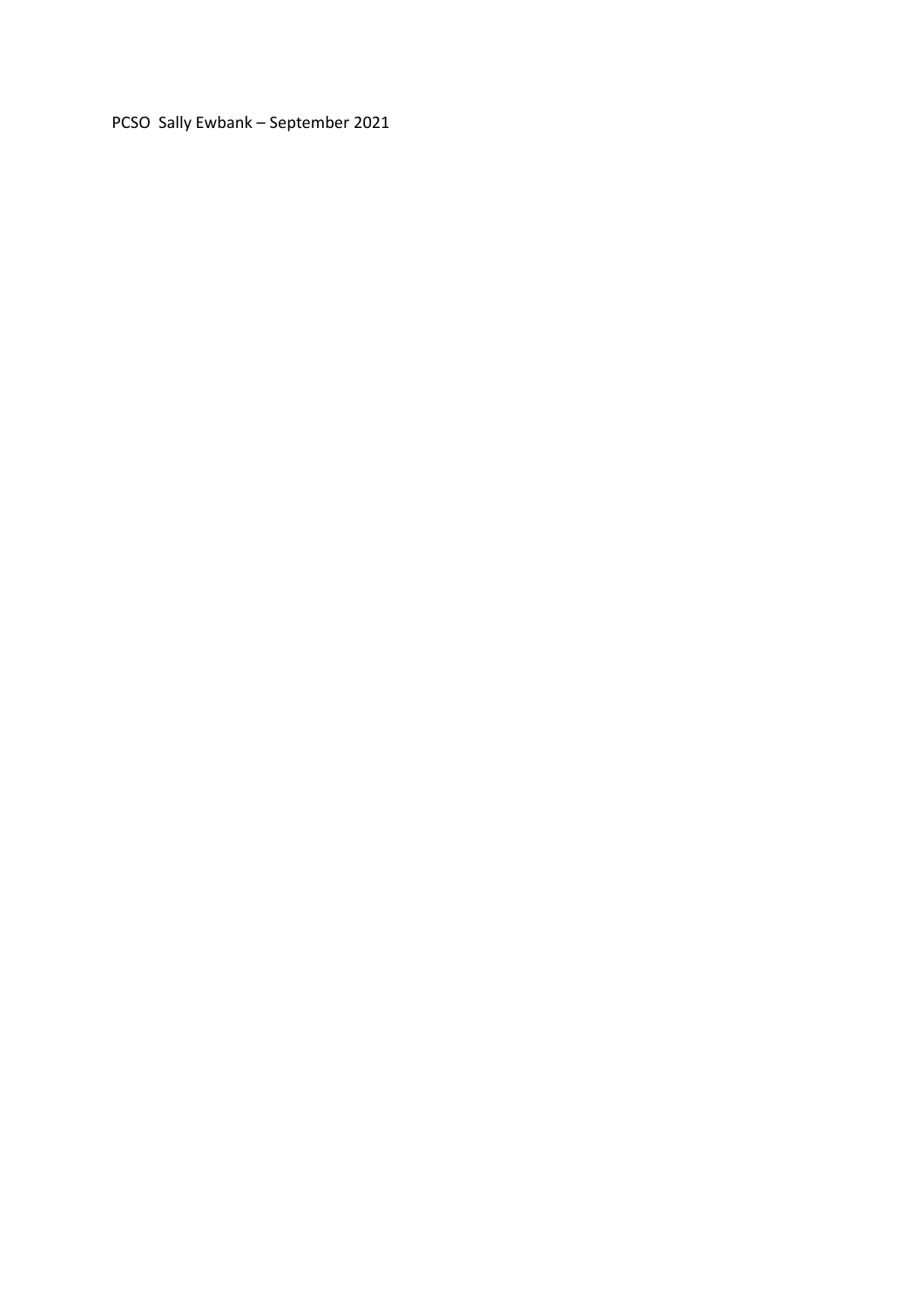PCSO Sally Ewbank – September 2021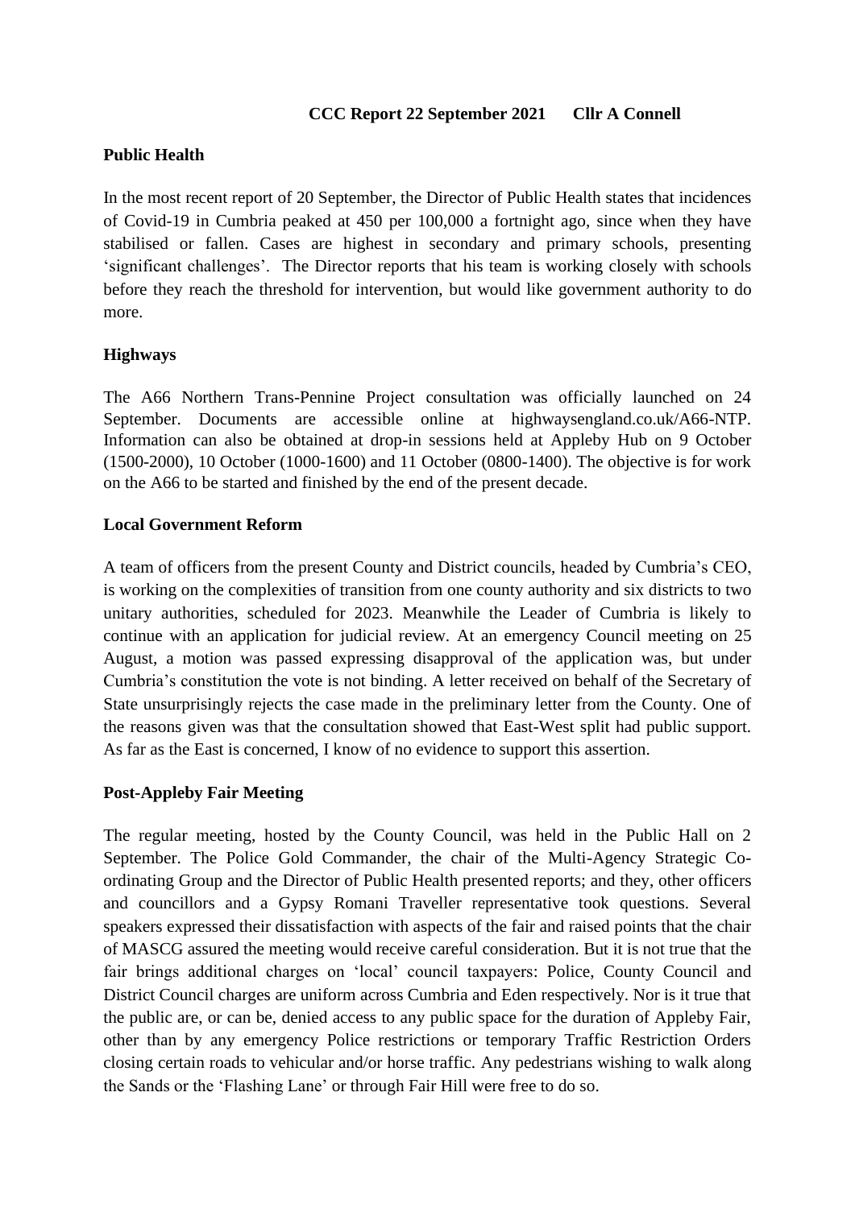**CCC Report 22 September 2021      Cllr A Connell**

**Public Health**

In the most recent report of 20 September, the Director of Public Health states that incidences of Covid-19 in Cumbria peaked at 450 per 100,000 a fortnight ago, since when they have stabilised or fallen. Cases are highest in secondary and primary schools, presenting 'significant challenges'. The Director reports that his team is working closely with schools before they reach the threshold for intervention, but would like government authority to do more.

**Highways**

The A66 Northern Trans-Pennine Project consultation was officially launched on 24 September. Documents are accessible online at highwaysengland.co.uk/A66-NTP. Information can also be obtained at drop-in sessions held at Appleby Hub on 9 October (1500-2000), 10 October (1000-1600) and 11 October (0800-1400). The objective is for work on the A66 to be started and finished by the end of the present decade.

**Local Government Reform**

A team of officers from the present County and District councils, headed by Cumbria's CEO, is working on the complexities of transition from one county authority and six districts to two unitary authorities, scheduled for 2023. Meanwhile the Leader of Cumbria is likely to continue with an application for judicial review. At an emergency Council meeting on 25 August, a motion was passed expressing disapproval of the application was, but under Cumbria's constitution the vote is not binding. A letter received on behalf of the Secretary of State unsurprisingly rejects the case made in the preliminary letter from the County. One of the reasons given was that the consultation showed that East-West split had public support. As far as the East is concerned, I know of no evidence to support this assertion.

**Post-Appleby Fair Meeting**

The regular meeting, hosted by the County Council, was held in the Public Hall on 2 September. The Police Gold Commander, the chair of the Multi-Agency Strategic Co-ordinating Group and the Director of Public Health presented reports; and they, other officers and councillors and a Gypsy Romani Traveller representative took questions. Several speakers expressed their dissatisfaction with aspects of the fair and raised points that the chair of MASCG assured the meeting would receive careful consideration. But it is not true that the fair brings additional charges on 'local' council taxpayers: Police, County Council and District Council charges are uniform across Cumbria and Eden respectively. Nor is it true that the public are, or can be, denied access to any public space for the duration of Appleby Fair, other than by any emergency Police restrictions or temporary Traffic Restriction Orders closing certain roads to vehicular and/or horse traffic. Any pedestrians wishing to walk along the Sands or the 'Flashing Lane' or through Fair Hill were free to do so.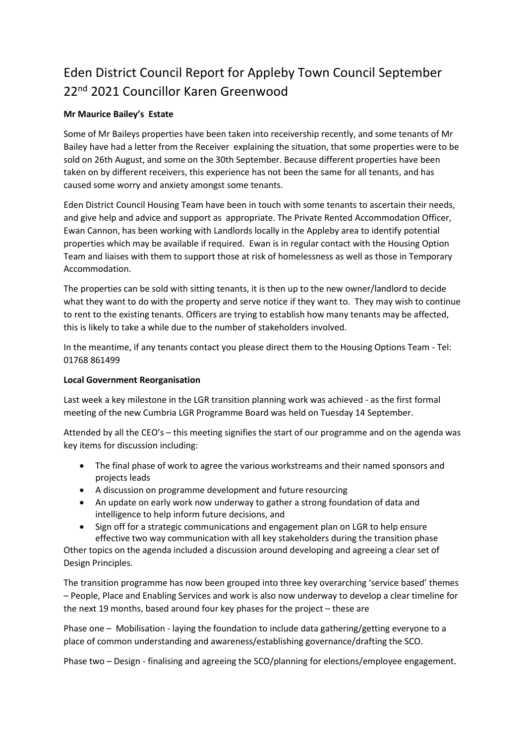# Eden District Council Report for Appleby Town Council September 22nd 2021 Councillor Karen Greenwood

**Mr Maurice Bailey's Estate**

Some of Mr Baileys properties have been taken into receivership recently, and some tenants of Mr Bailey have had a letter from the Receiver explaining the situation, that some properties were to be sold on 26th August, and some on the 30th September. Because different properties have been taken on by different receivers, this experience has not been the same for all tenants, and has caused some worry and anxiety amongst some tenants.

Eden District Council Housing Team have been in touch with some tenants to ascertain their needs, and give help and advice and support as appropriate. The Private Rented Accommodation Officer, Ewan Cannon, has been working with Landlords locally in the Appleby area to identify potential properties which may be available if required. Ewan is in regular contact with the Housing Option Team and liaises with them to support those at risk of homelessness as well as those in Temporary Accommodation.

The properties can be sold with sitting tenants, it is then up to the new owner/landlord to decide what they want to do with the property and serve notice if they want to. They may wish to continue to rent to the existing tenants. Officers are trying to establish how many tenants may be affected, this is likely to take a while due to the number of stakeholders involved.

In the meantime, if any tenants contact you please direct them to the Housing Options Team - Tel: 01768 861499

**Local Government Reorganisation**

Last week a key milestone in the LGR transition planning work was achieved - as the first formal meeting of the new Cumbria LGR Programme Board was held on Tuesday 14 September.

Attended by all the CEO's – this meeting signifies the start of our programme and on the agenda was key items for discussion including:

- The final phase of work to agree the various workstreams and their named sponsors and projects leads
- A discussion on programme development and future resourcing
- An update on early work now underway to gather a strong foundation of data and intelligence to help inform future decisions, and
- Sign off for a strategic communications and engagement plan on LGR to help ensure effective two way communication with all key stakeholders during the transition phase

Other topics on the agenda included a discussion around developing and agreeing a clear set of Design Principles.

The transition programme has now been grouped into three key overarching 'service based' themes – People, Place and Enabling Services and work is also now underway to develop a clear timeline for the next 19 months, based around four key phases for the project – these are

Phase one – Mobilisation - laying the foundation to include data gathering/getting everyone to a place of common understanding and awareness/establishing governance/drafting the SCO.

Phase two – Design - finalising and agreeing the SCO/planning for elections/employee engagement.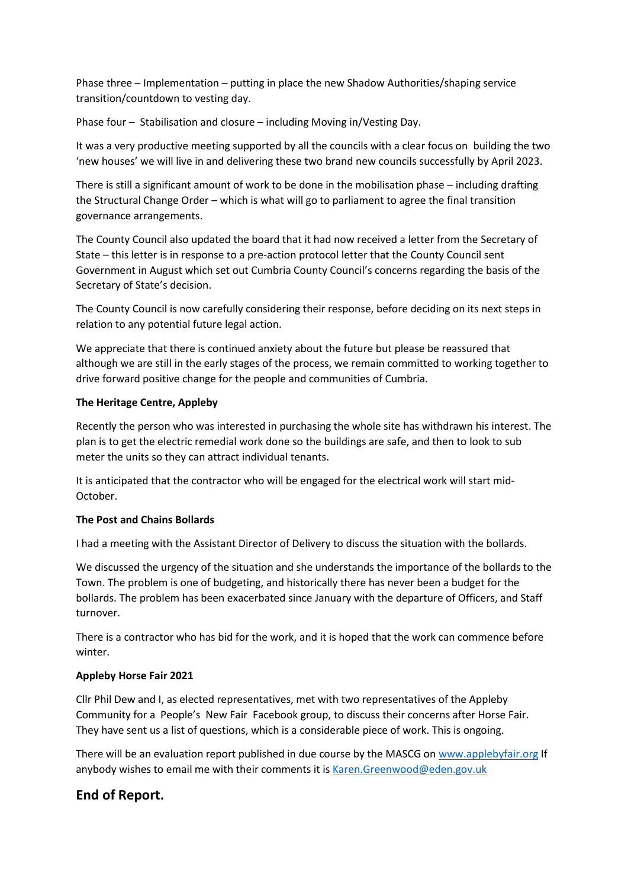Phase three – Implementation – putting in place the new Shadow Authorities/shaping service transition/countdown to vesting day.

Phase four – Stabilisation and closure – including Moving in/Vesting Day.

It was a very productive meeting supported by all the councils with a clear focus on building the two 'new houses' we will live in and delivering these two brand new councils successfully by April 2023.

There is still a significant amount of work to be done in the mobilisation phase – including drafting the Structural Change Order – which is what will go to parliament to agree the final transition governance arrangements.

The County Council also updated the board that it had now received a letter from the Secretary of State – this letter is in response to a pre-action protocol letter that the County Council sent Government in August which set out Cumbria County Council's concerns regarding the basis of the Secretary of State's decision.

The County Council is now carefully considering their response, before deciding on its next steps in relation to any potential future legal action.

We appreciate that there is continued anxiety about the future but please be reassured that although we are still in the early stages of the process, we remain committed to working together to drive forward positive change for the people and communities of Cumbria.

**The Heritage Centre, Appleby**

Recently the person who was interested in purchasing the whole site has withdrawn his interest. The plan is to get the electric remedial work done so the buildings are safe, and then to look to sub meter the units so they can attract individual tenants.

It is anticipated that the contractor who will be engaged for the electrical work will start mid-October.

**The Post and Chains Bollards**

I had a meeting with the Assistant Director of Delivery to discuss the situation with the bollards.

We discussed the urgency of the situation and she understands the importance of the bollards to the Town. The problem is one of budgeting, and historically there has never been a budget for the bollards. The problem has been exacerbated since January with the departure of Officers, and Staff turnover.

There is a contractor who has bid for the work, and it is hoped that the work can commence before winter.

**Appleby Horse Fair 2021**

Cllr Phil Dew and I, as elected representatives, met with two representatives of the Appleby Community for a People's New Fair Facebook group, to discuss their concerns after Horse Fair. They have sent us a list of questions, which is a considerable piece of work. This is ongoing.

There will be an evaluation report published in due course by the MASCG on www.applebyfair.org If anybody wishes to email me with their comments it is Karen.Greenwood@eden.gov.uk

## End of Report.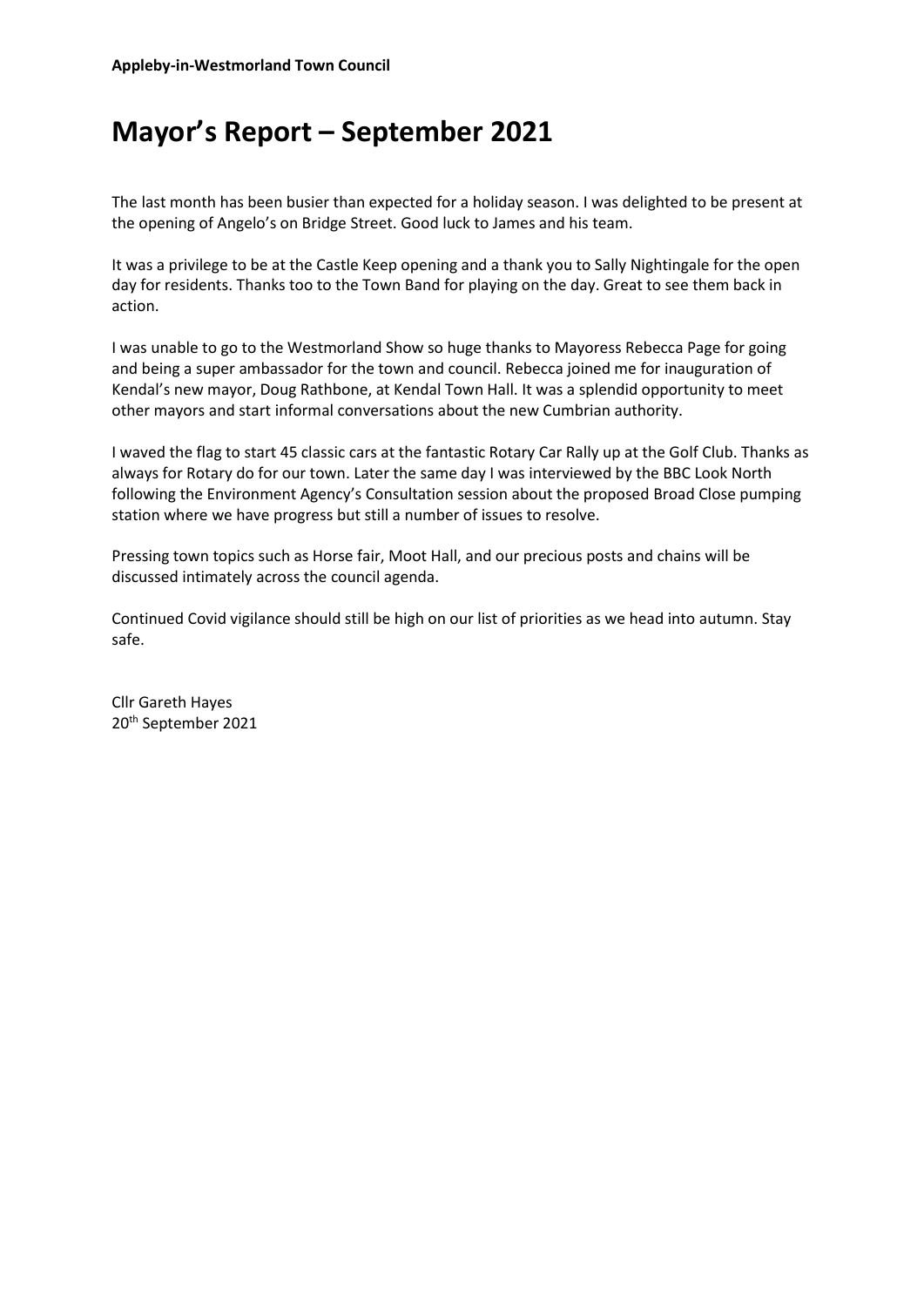**Appleby-in-Westmorland Town Council**

# Mayor's Report – September 2021

The last month has been busier than expected for a holiday season. I was delighted to be present at the opening of Angelo's on Bridge Street. Good luck to James and his team.

It was a privilege to be at the Castle Keep opening and a thank you to Sally Nightingale for the open day for residents. Thanks too to the Town Band for playing on the day. Great to see them back in action.

I was unable to go to the Westmorland Show so huge thanks to Mayoress Rebecca Page for going and being a super ambassador for the town and council. Rebecca joined me for inauguration of Kendal's new mayor, Doug Rathbone, at Kendal Town Hall. It was a splendid opportunity to meet other mayors and start informal conversations about the new Cumbrian authority.

I waved the flag to start 45 classic cars at the fantastic Rotary Car Rally up at the Golf Club. Thanks as always for Rotary do for our town. Later the same day I was interviewed by the BBC Look North following the Environment Agency's Consultation session about the proposed Broad Close pumping station where we have progress but still a number of issues to resolve.

Pressing town topics such as Horse fair, Moot Hall, and our precious posts and chains will be discussed intimately across the council agenda.

Continued Covid vigilance should still be high on our list of priorities as we head into autumn. Stay safe.

Cllr Gareth Hayes
20th September 2021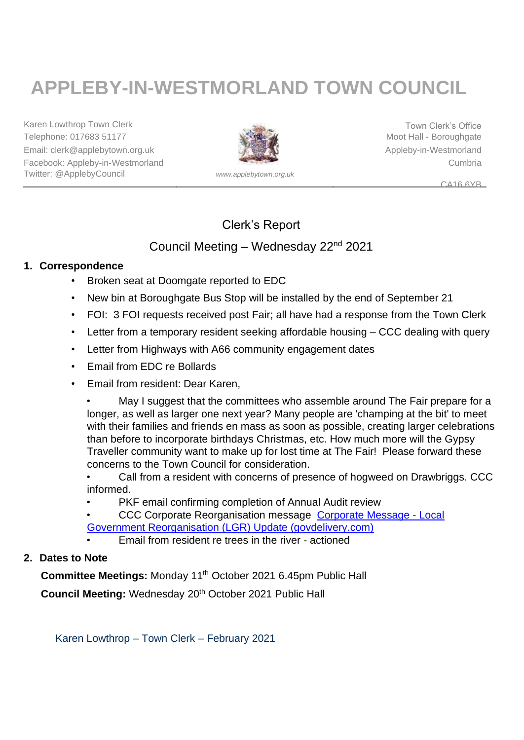# APPLEBY-IN-WESTMORLAND TOWN COUNCIL

Karen Lowthrop Town Clerk
Telephone: 017683 51177
Email: clerk@applebytown.org.uk
Facebook: Appleby-in-Westmorland
Twitter: @ApplebyCouncil

www.applebytown.org.uk

Town Clerk's Office
Moot Hall - Boroughgate
Appleby-in-Westmorland
Cumbria
CA16 6YB

Clerk's Report

Council Meeting – Wednesday 22nd 2021

**1. Correspondence**

- Broken seat at Doomgate reported to EDC
- New bin at Boroughgate Bus Stop will be installed by the end of September 21
- FOI: 3 FOI requests received post Fair; all have had a response from the Town Clerk
- Letter from a temporary resident seeking affordable housing – CCC dealing with query
- Letter from Highways with A66 community engagement dates
- Email from EDC re Bollards
- Email from resident: Dear Karen,
  - May I suggest that the committees who assemble around The Fair prepare for a longer, as well as larger one next year? Many people are 'champing at the bit' to meet with their families and friends en mass as soon as possible, creating larger celebrations than before to incorporate birthdays Christmas, etc. How much more will the Gypsy Traveller community want to make up for lost time at The Fair! Please forward these concerns to the Town Council for consideration.
  - Call from a resident with concerns of presence of hogweed on Drawbriggs. CCC informed.
  - PKF email confirming completion of Annual Audit review
  - CCC Corporate Reorganisation message [Corporate Message - Local Government Reorganisation (LGR) Update (govdelivery.com)]
  - Email from resident re trees in the river - actioned

**2. Dates to Note**

**Committee Meetings:** Monday 11th October 2021 6.45pm Public Hall

**Council Meeting:** Wednesday 20th October 2021 Public Hall

Karen Lowthrop – Town Clerk – February 2021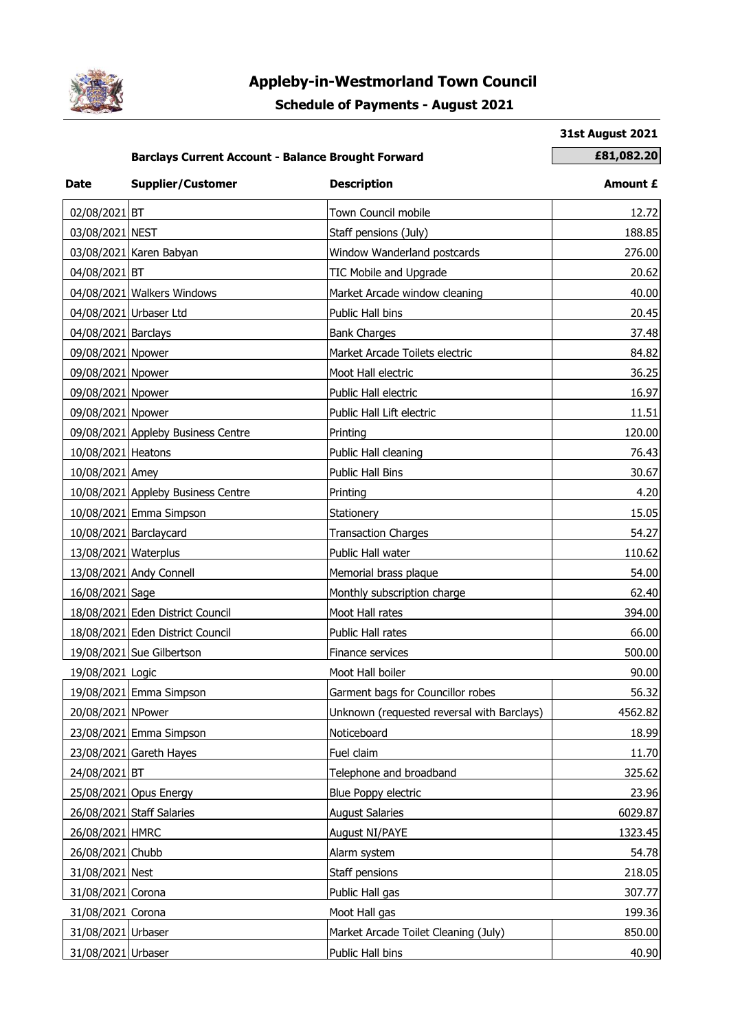# Appleby-in-Westmorland Town Council

## Schedule of Payments - August 2021

**31st August 2021**

**Barclays Current Account - Balance Brought Forward** **£81,082.20**

| Date | Supplier/Customer | Description | Amount £ |
|---|---|---|---|
| 02/08/2021 | BT | Town Council mobile | 12.72 |
| 03/08/2021 | NEST | Staff pensions (July) | 188.85 |
| 03/08/2021 | Karen Babyan | Window Wanderland postcards | 276.00 |
| 04/08/2021 | BT | TIC Mobile and Upgrade | 20.62 |
| 04/08/2021 | Walkers Windows | Market Arcade window cleaning | 40.00 |
| 04/08/2021 | Urbaser Ltd | Public Hall bins | 20.45 |
| 04/08/2021 | Barclays | Bank Charges | 37.48 |
| 09/08/2021 | Npower | Market Arcade Toilets electric | 84.82 |
| 09/08/2021 | Npower | Moot Hall electric | 36.25 |
| 09/08/2021 | Npower | Public Hall electric | 16.97 |
| 09/08/2021 | Npower | Public Hall Lift electric | 11.51 |
| 09/08/2021 | Appleby Business Centre | Printing | 120.00 |
| 10/08/2021 | Heatons | Public Hall cleaning | 76.43 |
| 10/08/2021 | Amey | Public Hall Bins | 30.67 |
| 10/08/2021 | Appleby Business Centre | Printing | 4.20 |
| 10/08/2021 | Emma Simpson | Stationery | 15.05 |
| 10/08/2021 | Barclaycard | Transaction Charges | 54.27 |
| 13/08/2021 | Waterplus | Public Hall water | 110.62 |
| 13/08/2021 | Andy Connell | Memorial brass plaque | 54.00 |
| 16/08/2021 | Sage | Monthly subscription charge | 62.40 |
| 18/08/2021 | Eden District Council | Moot Hall rates | 394.00 |
| 18/08/2021 | Eden District Council | Public Hall rates | 66.00 |
| 19/08/2021 | Sue Gilbertson | Finance services | 500.00 |
| 19/08/2021 | Logic | Moot Hall boiler | 90.00 |
| 19/08/2021 | Emma Simpson | Garment bags for Councillor robes | 56.32 |
| 20/08/2021 | NPower | Unknown (requested reversal with Barclays) | 4562.82 |
| 23/08/2021 | Emma Simpson | Noticeboard | 18.99 |
| 23/08/2021 | Gareth Hayes | Fuel claim | 11.70 |
| 24/08/2021 | BT | Telephone and broadband | 325.62 |
| 25/08/2021 | Opus Energy | Blue Poppy electric | 23.96 |
| 26/08/2021 | Staff Salaries | August Salaries | 6029.87 |
| 26/08/2021 | HMRC | August NI/PAYE | 1323.45 |
| 26/08/2021 | Chubb | Alarm system | 54.78 |
| 31/08/2021 | Nest | Staff pensions | 218.05 |
| 31/08/2021 | Corona | Public Hall gas | 307.77 |
| 31/08/2021 | Corona | Moot Hall gas | 199.36 |
| 31/08/2021 | Urbaser | Market Arcade Toilet Cleaning (July) | 850.00 |
| 31/08/2021 | Urbaser | Public Hall bins | 40.90 |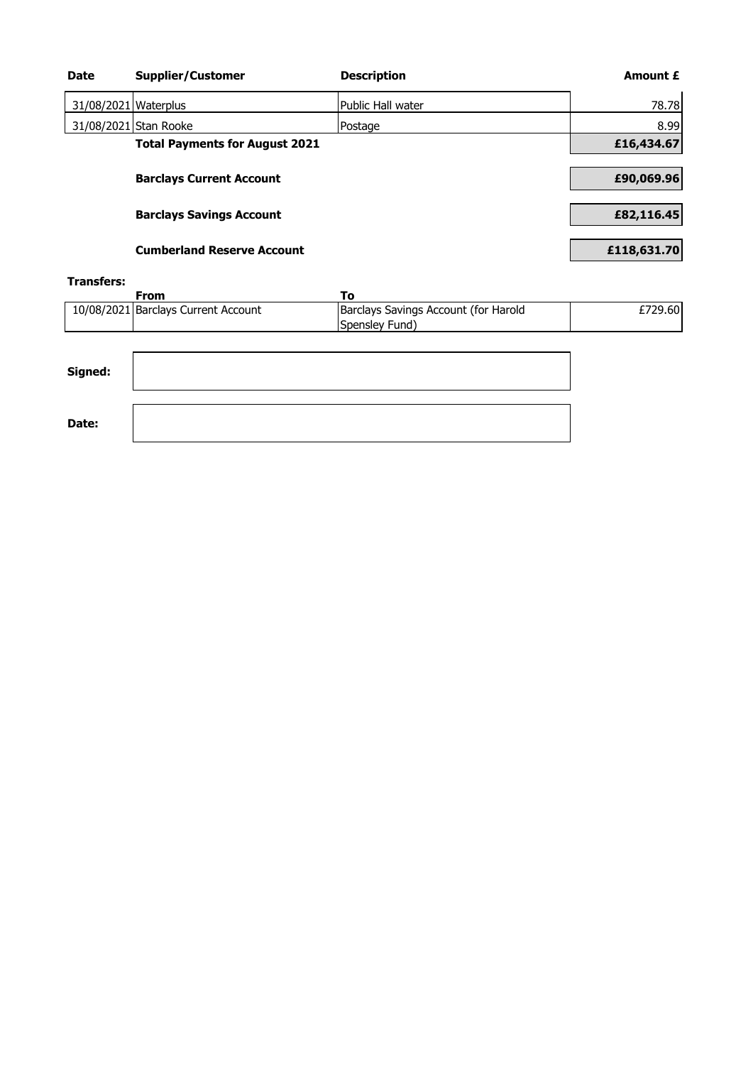| Date | Supplier/Customer | Description | Amount £ |
|---|---|---|---|
| 31/08/2021 | Waterplus | Public Hall water | 78.78 |
| 31/08/2021 | Stan Rooke | Postage | 8.99 |
| | **Total Payments for August 2021** | | **£16,434.67** |
| | **Barclays Current Account** | | **£90,069.96** |
| | **Barclays Savings Account** | | **£82,116.45** |
| | **Cumberland Reserve Account** | | **£118,631.70** |

**Transfers:**

| | From | To | |
|---|---|---|---|
| 10/08/2021 | Barclays Current Account | Barclays Savings Account (for Harold Spensley Fund) | £729.60 |

**Signed:**

**Date:**